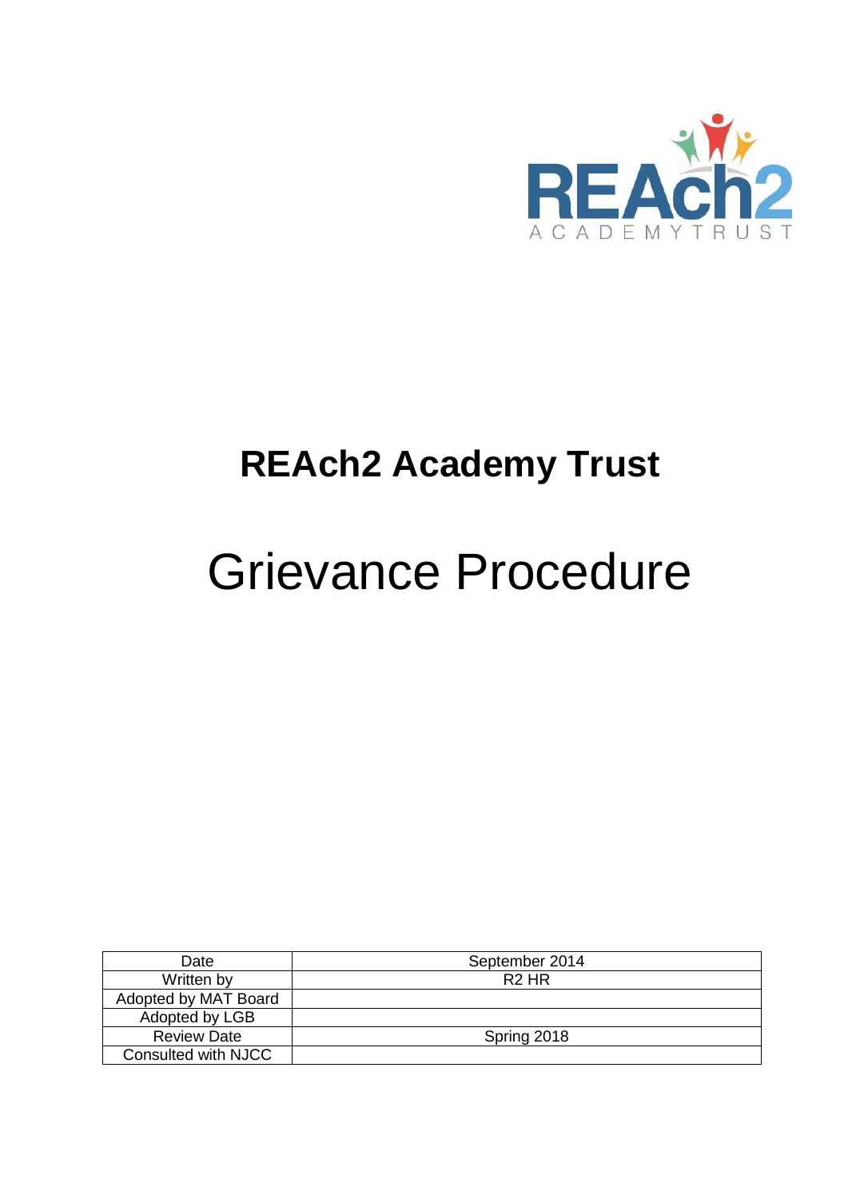REAch2
ACADEMY TRUST

# REAch2 Academy Trust

# Grievance Procedure

| Date | September 2014 |
|---|---|
| Written by | R2 HR |
| Adopted by MAT Board | |
| Adopted by LGB | |
| Review Date | Spring 2018 |
| Consulted with NJCC | |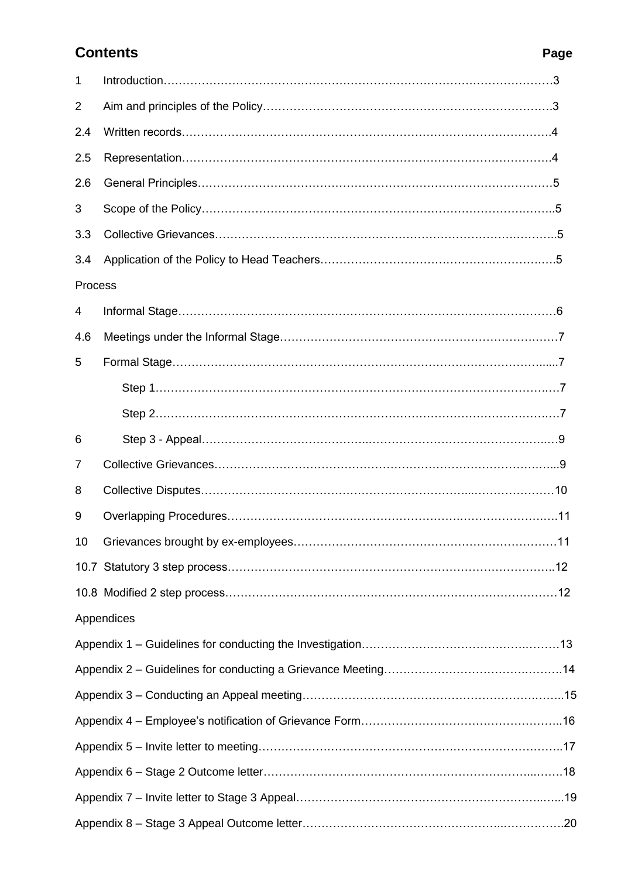## Contents

**Page**

1 Introduction……………………………………………………………………………………3

2 Aim and principles of the Policy………………………………………………………………3

2.4 Written records………………………………………………………………………………4

2.5 Representation………………………………………………………………………………4

2.6 General Principles……………………………………………………………………………5

3 Scope of the Policy………………………………………………………………………………5

3.3 Collective Grievances…………………………………………………………………………5

3.4 Application of the Policy to Head Teachers…………………………………………………5

Process

4 Informal Stage……………………………………………………………………………………6

4.6 Meetings under the Informal Stage…………………………………………………………7

5 Formal Stage……………………………………………………………………………………7

Step 1……………………………………………………………………………………………7

Step 2……………………………………………………………………………………………7

6 Step 3 - Appeal…………………………………………………………………………………9

7 Collective Grievances……………………………………………………………………………9

8 Collective Disputes………………………………………………………………………………10

9 Overlapping Procedures…………………………………………………………………………11

10 Grievances brought by ex-employees…………………………………………………………11

10.7 Statutory 3 step process………………………………………………………………………12

10.8 Modified 2 step process………………………………………………………………………12

Appendices

Appendix 1 – Guidelines for conducting the Investigation……………………………………13

Appendix 2 – Guidelines for conducting a Grievance Meeting…………………………………14

Appendix 3 – Conducting an Appeal meeting……………………………………………………15

Appendix 4 – Employee's notification of Grievance Form………………………………………16

Appendix 5 – Invite letter to meeting………………………………………………………………17

Appendix 6 – Stage 2 Outcome letter………………………………………………………………18

Appendix 7 – Invite letter to Stage 3 Appeal………………………………………………………19

Appendix 8 – Stage 3 Appeal Outcome letter………………………………………………………20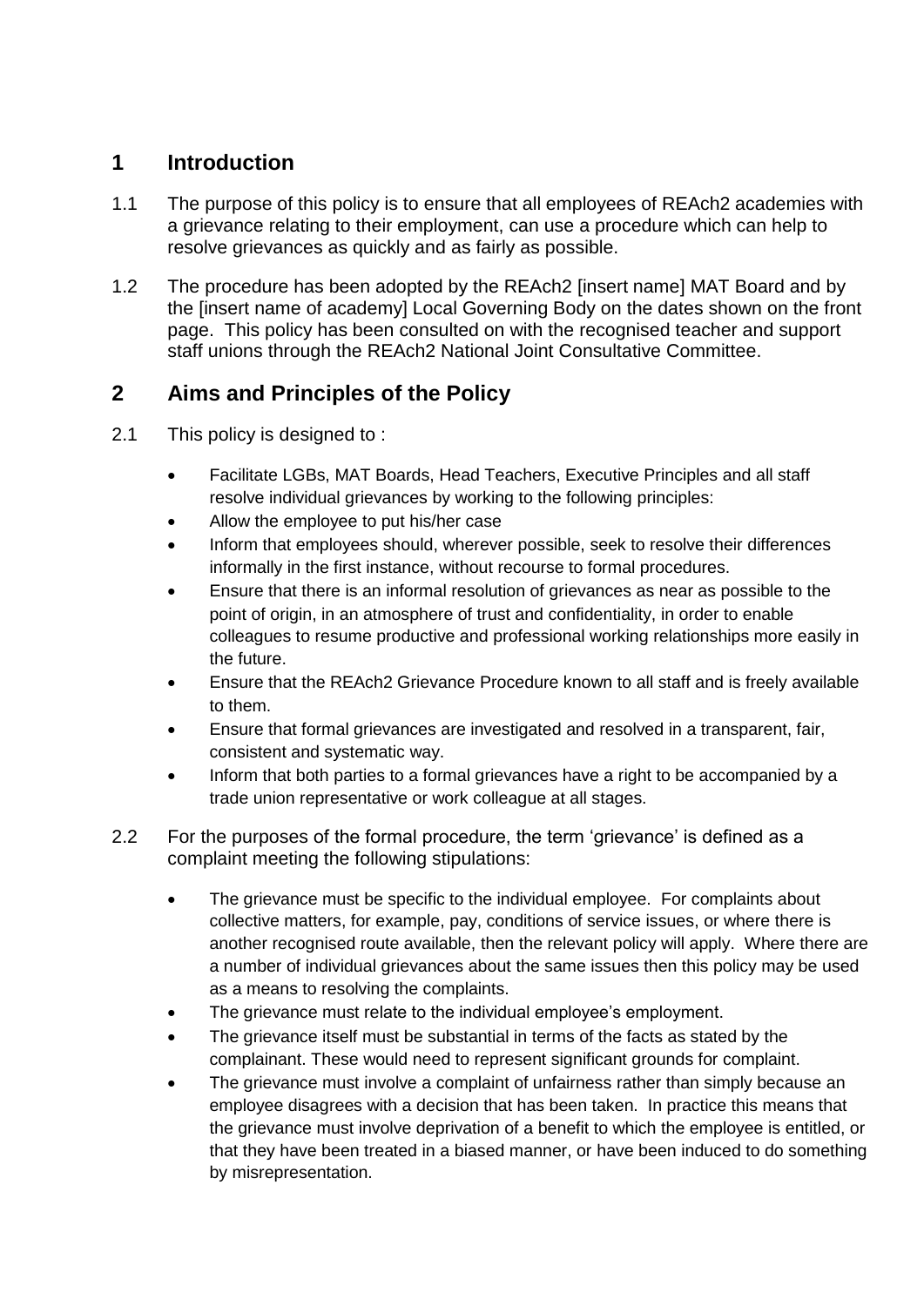## 1 Introduction

1.1 The purpose of this policy is to ensure that all employees of REAch2 academies with a grievance relating to their employment, can use a procedure which can help to resolve grievances as quickly and as fairly as possible.

1.2 The procedure has been adopted by the REAch2 [insert name] MAT Board and by the [insert name of academy] Local Governing Body on the dates shown on the front page. This policy has been consulted on with the recognised teacher and support staff unions through the REAch2 National Joint Consultative Committee.

## 2 Aims and Principles of the Policy

2.1 This policy is designed to :

- Facilitate LGBs, MAT Boards, Head Teachers, Executive Principles and all staff resolve individual grievances by working to the following principles:
- Allow the employee to put his/her case
- Inform that employees should, wherever possible, seek to resolve their differences informally in the first instance, without recourse to formal procedures.
- Ensure that there is an informal resolution of grievances as near as possible to the point of origin, in an atmosphere of trust and confidentiality, in order to enable colleagues to resume productive and professional working relationships more easily in the future.
- Ensure that the REAch2 Grievance Procedure known to all staff and is freely available to them.
- Ensure that formal grievances are investigated and resolved in a transparent, fair, consistent and systematic way.
- Inform that both parties to a formal grievances have a right to be accompanied by a trade union representative or work colleague at all stages.

2.2 For the purposes of the formal procedure, the term 'grievance' is defined as a complaint meeting the following stipulations:

- The grievance must be specific to the individual employee. For complaints about collective matters, for example, pay, conditions of service issues, or where there is another recognised route available, then the relevant policy will apply. Where there are a number of individual grievances about the same issues then this policy may be used as a means to resolving the complaints.
- The grievance must relate to the individual employee's employment.
- The grievance itself must be substantial in terms of the facts as stated by the complainant. These would need to represent significant grounds for complaint.
- The grievance must involve a complaint of unfairness rather than simply because an employee disagrees with a decision that has been taken. In practice this means that the grievance must involve deprivation of a benefit to which the employee is entitled, or that they have been treated in a biased manner, or have been induced to do something by misrepresentation.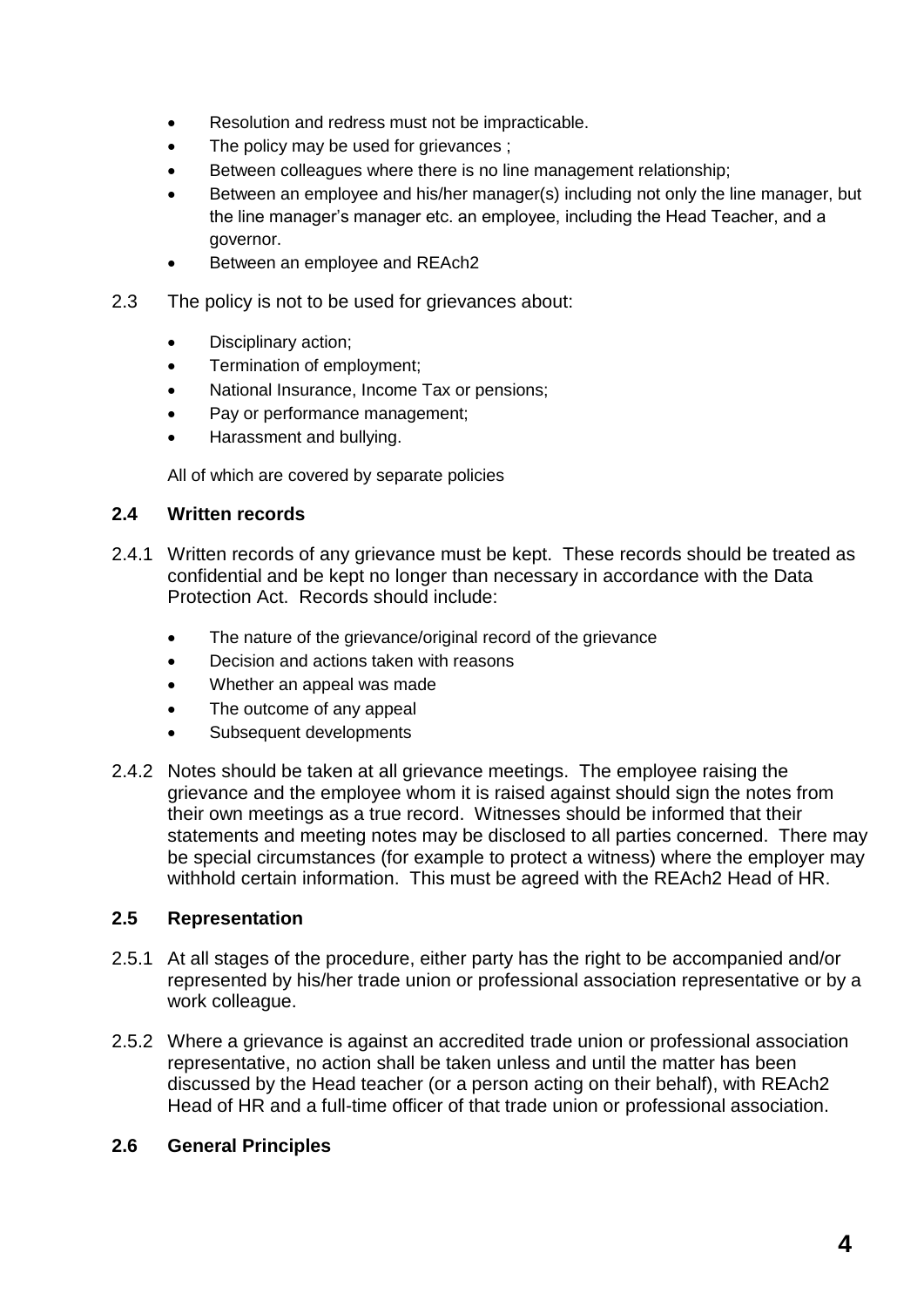- Resolution and redress must not be impracticable.
- The policy may be used for grievances ;
- Between colleagues where there is no line management relationship;
- Between an employee and his/her manager(s) including not only the line manager, but the line manager's manager etc. an employee, including the Head Teacher, and a governor.
- Between an employee and REAch2

2.3 The policy is not to be used for grievances about:

- Disciplinary action;
- Termination of employment;
- National Insurance, Income Tax or pensions;
- Pay or performance management;
- Harassment and bullying.

All of which are covered by separate policies

### 2.4 Written records

2.4.1 Written records of any grievance must be kept. These records should be treated as confidential and be kept no longer than necessary in accordance with the Data Protection Act. Records should include:

- The nature of the grievance/original record of the grievance
- Decision and actions taken with reasons
- Whether an appeal was made
- The outcome of any appeal
- Subsequent developments

2.4.2 Notes should be taken at all grievance meetings. The employee raising the grievance and the employee whom it is raised against should sign the notes from their own meetings as a true record. Witnesses should be informed that their statements and meeting notes may be disclosed to all parties concerned. There may be special circumstances (for example to protect a witness) where the employer may withhold certain information. This must be agreed with the REAch2 Head of HR.

### 2.5 Representation

2.5.1 At all stages of the procedure, either party has the right to be accompanied and/or represented by his/her trade union or professional association representative or by a work colleague.

2.5.2 Where a grievance is against an accredited trade union or professional association representative, no action shall be taken unless and until the matter has been discussed by the Head teacher (or a person acting on their behalf), with REAch2 Head of HR and a full-time officer of that trade union or professional association.

### 2.6 General Principles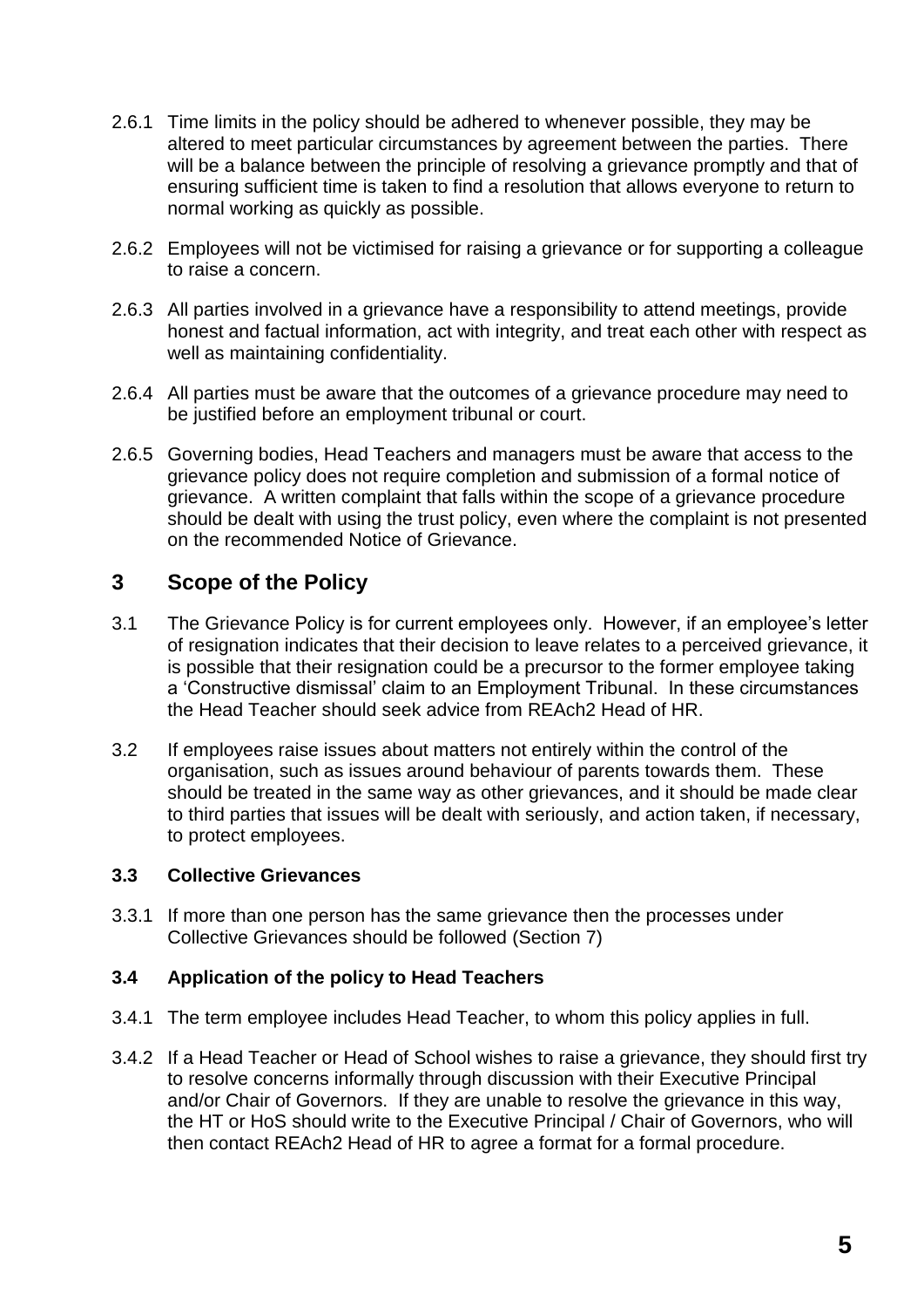2.6.1 Time limits in the policy should be adhered to whenever possible, they may be altered to meet particular circumstances by agreement between the parties. There will be a balance between the principle of resolving a grievance promptly and that of ensuring sufficient time is taken to find a resolution that allows everyone to return to normal working as quickly as possible.

2.6.2 Employees will not be victimised for raising a grievance or for supporting a colleague to raise a concern.

2.6.3 All parties involved in a grievance have a responsibility to attend meetings, provide honest and factual information, act with integrity, and treat each other with respect as well as maintaining confidentiality.

2.6.4 All parties must be aware that the outcomes of a grievance procedure may need to be justified before an employment tribunal or court.

2.6.5 Governing bodies, Head Teachers and managers must be aware that access to the grievance policy does not require completion and submission of a formal notice of grievance. A written complaint that falls within the scope of a grievance procedure should be dealt with using the trust policy, even where the complaint is not presented on the recommended Notice of Grievance.

## 3 Scope of the Policy

3.1 The Grievance Policy is for current employees only. However, if an employee's letter of resignation indicates that their decision to leave relates to a perceived grievance, it is possible that their resignation could be a precursor to the former employee taking a 'Constructive dismissal' claim to an Employment Tribunal. In these circumstances the Head Teacher should seek advice from REAch2 Head of HR.

3.2 If employees raise issues about matters not entirely within the control of the organisation, such as issues around behaviour of parents towards them. These should be treated in the same way as other grievances, and it should be made clear to third parties that issues will be dealt with seriously, and action taken, if necessary, to protect employees.

### 3.3 Collective Grievances

3.3.1 If more than one person has the same grievance then the processes under Collective Grievances should be followed (Section 7)

### 3.4 Application of the policy to Head Teachers

3.4.1 The term employee includes Head Teacher, to whom this policy applies in full.

3.4.2 If a Head Teacher or Head of School wishes to raise a grievance, they should first try to resolve concerns informally through discussion with their Executive Principal and/or Chair of Governors. If they are unable to resolve the grievance in this way, the HT or HoS should write to the Executive Principal / Chair of Governors, who will then contact REAch2 Head of HR to agree a format for a formal procedure.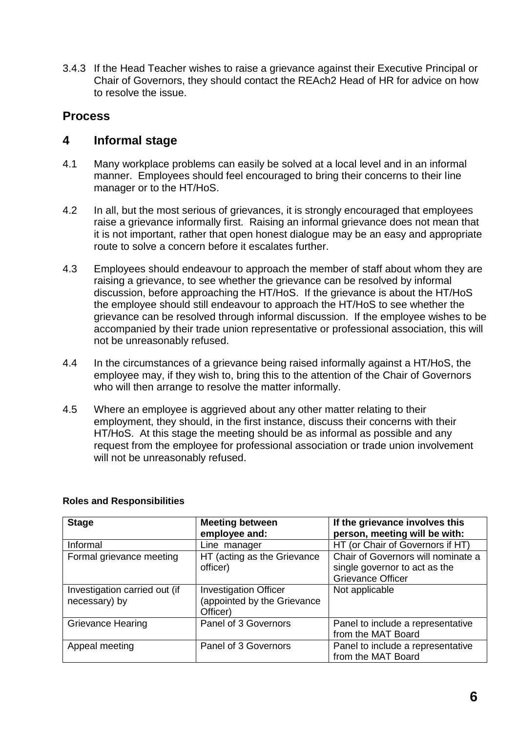3.4.3 If the Head Teacher wishes to raise a grievance against their Executive Principal or Chair of Governors, they should contact the REAch2 Head of HR for advice on how to resolve the issue.

## Process

## 4 Informal stage

4.1 Many workplace problems can easily be solved at a local level and in an informal manner. Employees should feel encouraged to bring their concerns to their line manager or to the HT/HoS.

4.2 In all, but the most serious of grievances, it is strongly encouraged that employees raise a grievance informally first. Raising an informal grievance does not mean that it is not important, rather that open honest dialogue may be an easy and appropriate route to solve a concern before it escalates further.

4.3 Employees should endeavour to approach the member of staff about whom they are raising a grievance, to see whether the grievance can be resolved by informal discussion, before approaching the HT/HoS. If the grievance is about the HT/HoS the employee should still endeavour to approach the HT/HoS to see whether the grievance can be resolved through informal discussion. If the employee wishes to be accompanied by their trade union representative or professional association, this will not be unreasonably refused.

4.4 In the circumstances of a grievance being raised informally against a HT/HoS, the employee may, if they wish to, bring this to the attention of the Chair of Governors who will then arrange to resolve the matter informally.

4.5 Where an employee is aggrieved about any other matter relating to their employment, they should, in the first instance, discuss their concerns with their HT/HoS. At this stage the meeting should be as informal as possible and any request from the employee for professional association or trade union involvement will not be unreasonably refused.

**Roles and Responsibilities**

| Stage | Meeting between employee and: | If the grievance involves this person, meeting will be with: |
|---|---|---|
| Informal | Line manager | HT (or Chair of Governors if HT) |
| Formal grievance meeting | HT (acting as the Grievance officer) | Chair of Governors will nominate a single governor to act as the Grievance Officer |
| Investigation carried out (if necessary) by | Investigation Officer (appointed by the Grievance Officer) | Not applicable |
| Grievance Hearing | Panel of 3 Governors | Panel to include a representative from the MAT Board |
| Appeal meeting | Panel of 3 Governors | Panel to include a representative from the MAT Board |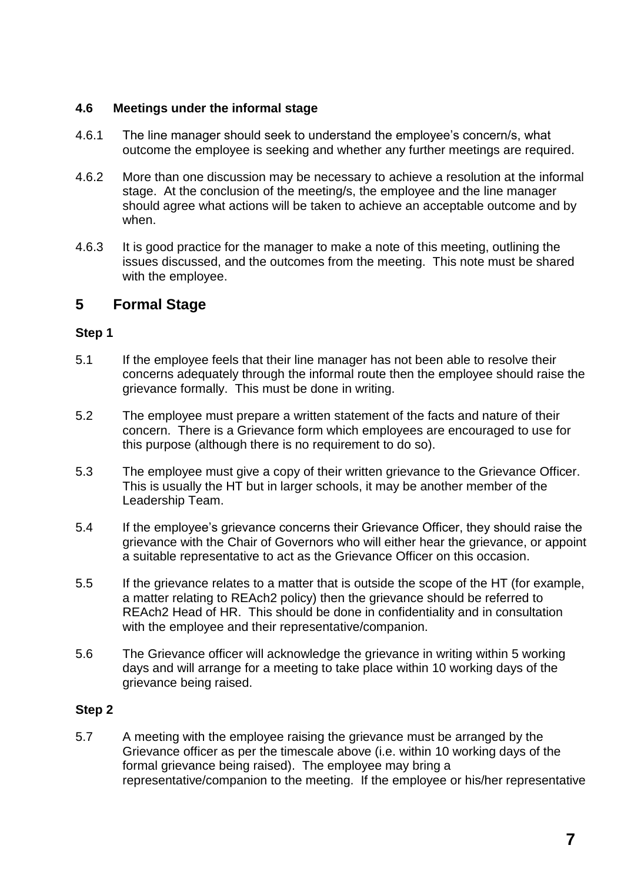### 4.6 Meetings under the informal stage

4.6.1 The line manager should seek to understand the employee's concern/s, what outcome the employee is seeking and whether any further meetings are required.

4.6.2 More than one discussion may be necessary to achieve a resolution at the informal stage. At the conclusion of the meeting/s, the employee and the line manager should agree what actions will be taken to achieve an acceptable outcome and by when.

4.6.3 It is good practice for the manager to make a note of this meeting, outlining the issues discussed, and the outcomes from the meeting. This note must be shared with the employee.

## 5 Formal Stage

**Step 1**

5.1 If the employee feels that their line manager has not been able to resolve their concerns adequately through the informal route then the employee should raise the grievance formally. This must be done in writing.

5.2 The employee must prepare a written statement of the facts and nature of their concern. There is a Grievance form which employees are encouraged to use for this purpose (although there is no requirement to do so).

5.3 The employee must give a copy of their written grievance to the Grievance Officer. This is usually the HT but in larger schools, it may be another member of the Leadership Team.

5.4 If the employee's grievance concerns their Grievance Officer, they should raise the grievance with the Chair of Governors who will either hear the grievance, or appoint a suitable representative to act as the Grievance Officer on this occasion.

5.5 If the grievance relates to a matter that is outside the scope of the HT (for example, a matter relating to REAch2 policy) then the grievance should be referred to REAch2 Head of HR. This should be done in confidentiality and in consultation with the employee and their representative/companion.

5.6 The Grievance officer will acknowledge the grievance in writing within 5 working days and will arrange for a meeting to take place within 10 working days of the grievance being raised.

**Step 2**

5.7 A meeting with the employee raising the grievance must be arranged by the Grievance officer as per the timescale above (i.e. within 10 working days of the formal grievance being raised). The employee may bring a representative/companion to the meeting. If the employee or his/her representative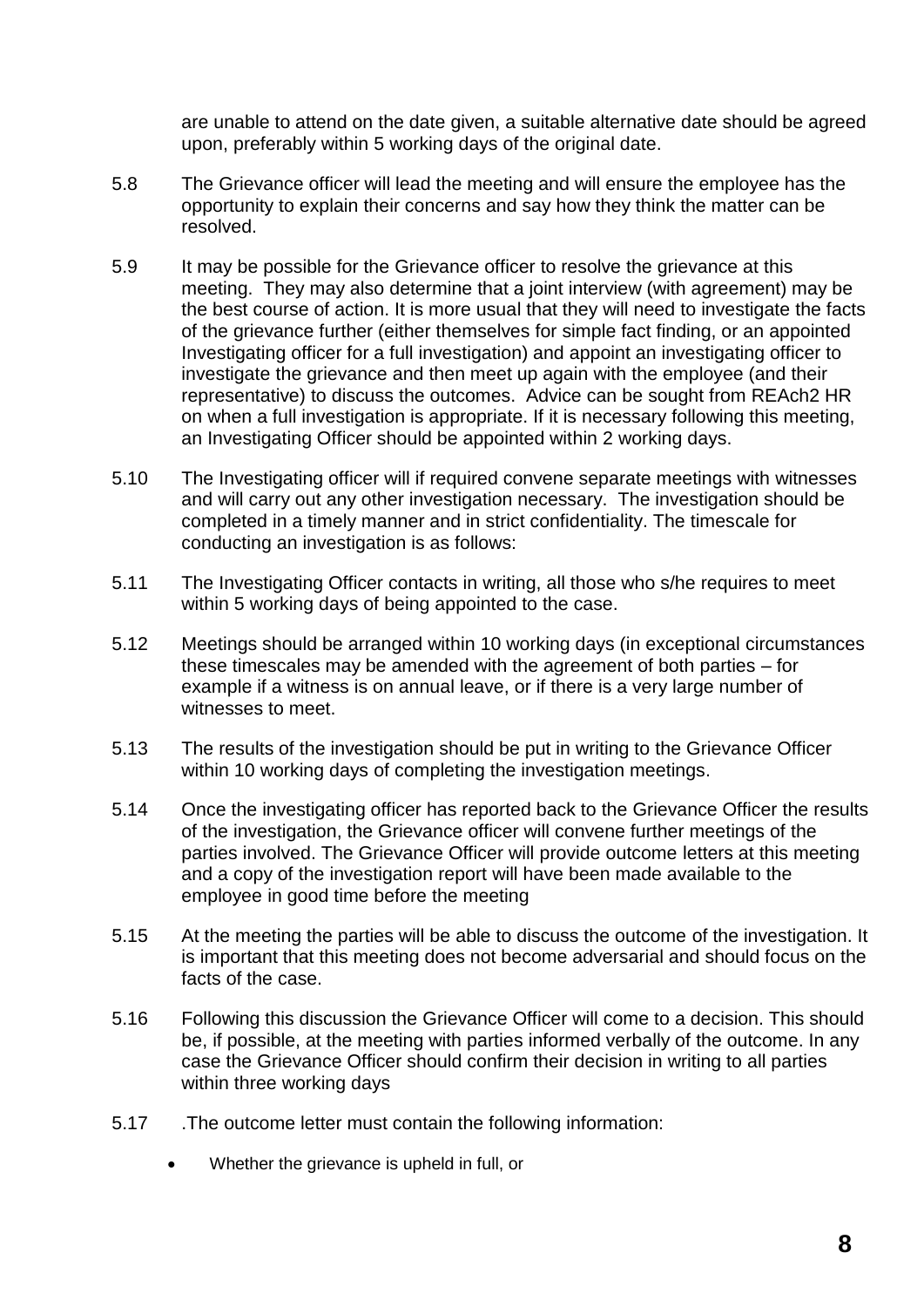are unable to attend on the date given, a suitable alternative date should be agreed upon, preferably within 5 working days of the original date.

5.8 The Grievance officer will lead the meeting and will ensure the employee has the opportunity to explain their concerns and say how they think the matter can be resolved.

5.9 It may be possible for the Grievance officer to resolve the grievance at this meeting. They may also determine that a joint interview (with agreement) may be the best course of action. It is more usual that they will need to investigate the facts of the grievance further (either themselves for simple fact finding, or an appointed Investigating officer for a full investigation) and appoint an investigating officer to investigate the grievance and then meet up again with the employee (and their representative) to discuss the outcomes. Advice can be sought from REAch2 HR on when a full investigation is appropriate. If it is necessary following this meeting, an Investigating Officer should be appointed within 2 working days.

5.10 The Investigating officer will if required convene separate meetings with witnesses and will carry out any other investigation necessary. The investigation should be completed in a timely manner and in strict confidentiality. The timescale for conducting an investigation is as follows:

5.11 The Investigating Officer contacts in writing, all those who s/he requires to meet within 5 working days of being appointed to the case.

5.12 Meetings should be arranged within 10 working days (in exceptional circumstances these timescales may be amended with the agreement of both parties – for example if a witness is on annual leave, or if there is a very large number of witnesses to meet.

5.13 The results of the investigation should be put in writing to the Grievance Officer within 10 working days of completing the investigation meetings.

5.14 Once the investigating officer has reported back to the Grievance Officer the results of the investigation, the Grievance officer will convene further meetings of the parties involved. The Grievance Officer will provide outcome letters at this meeting and a copy of the investigation report will have been made available to the employee in good time before the meeting

5.15 At the meeting the parties will be able to discuss the outcome of the investigation. It is important that this meeting does not become adversarial and should focus on the facts of the case.

5.16 Following this discussion the Grievance Officer will come to a decision. This should be, if possible, at the meeting with parties informed verbally of the outcome. In any case the Grievance Officer should confirm their decision in writing to all parties within three working days

5.17 .The outcome letter must contain the following information:

- Whether the grievance is upheld in full, or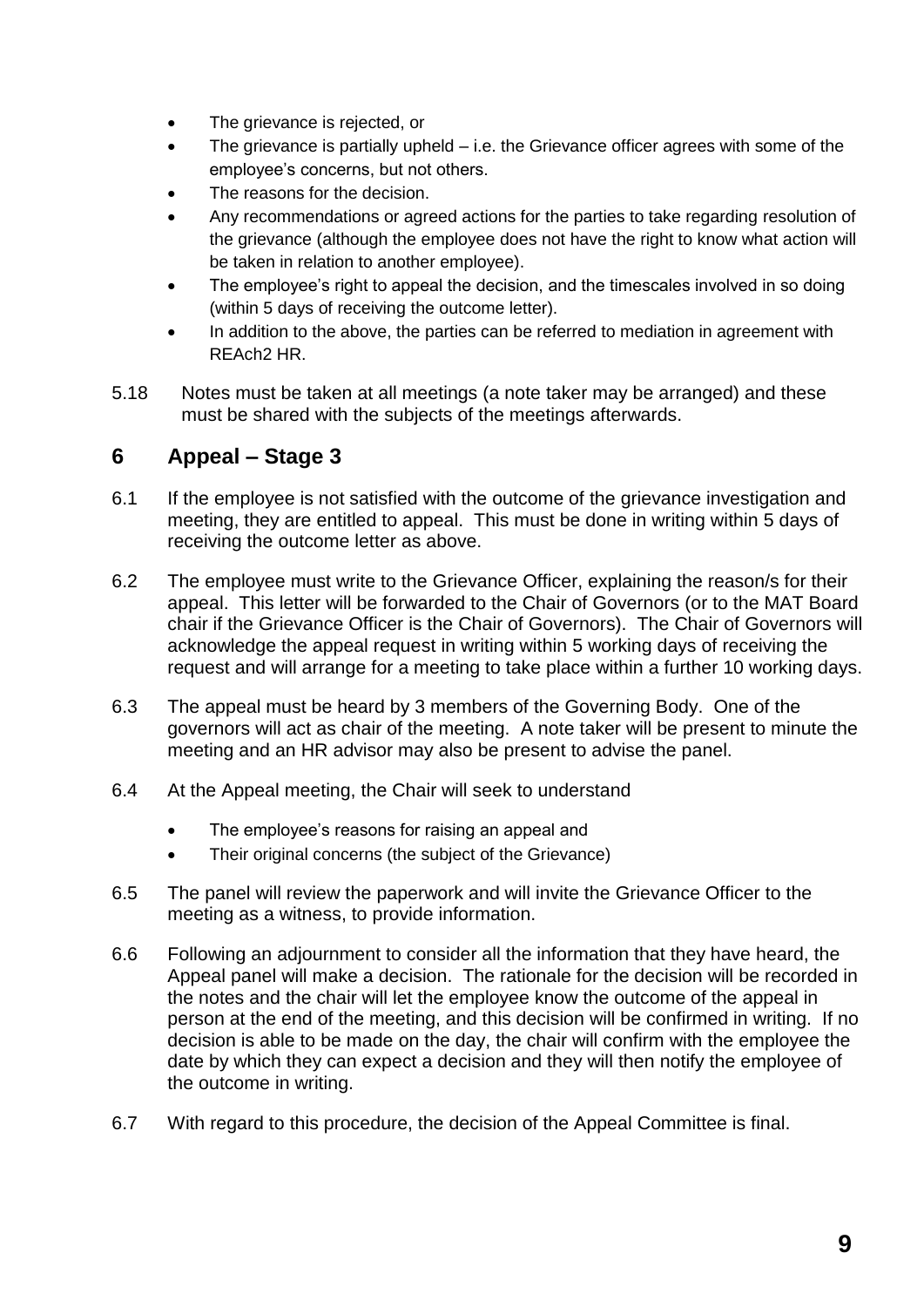- The grievance is rejected, or
- The grievance is partially upheld – i.e. the Grievance officer agrees with some of the employee's concerns, but not others.
- The reasons for the decision.
- Any recommendations or agreed actions for the parties to take regarding resolution of the grievance (although the employee does not have the right to know what action will be taken in relation to another employee).
- The employee's right to appeal the decision, and the timescales involved in so doing (within 5 days of receiving the outcome letter).
- In addition to the above, the parties can be referred to mediation in agreement with REAch2 HR.

5.18 Notes must be taken at all meetings (a note taker may be arranged) and these must be shared with the subjects of the meetings afterwards.

## 6 Appeal – Stage 3

6.1 If the employee is not satisfied with the outcome of the grievance investigation and meeting, they are entitled to appeal. This must be done in writing within 5 days of receiving the outcome letter as above.

6.2 The employee must write to the Grievance Officer, explaining the reason/s for their appeal. This letter will be forwarded to the Chair of Governors (or to the MAT Board chair if the Grievance Officer is the Chair of Governors). The Chair of Governors will acknowledge the appeal request in writing within 5 working days of receiving the request and will arrange for a meeting to take place within a further 10 working days.

6.3 The appeal must be heard by 3 members of the Governing Body. One of the governors will act as chair of the meeting. A note taker will be present to minute the meeting and an HR advisor may also be present to advise the panel.

6.4 At the Appeal meeting, the Chair will seek to understand

- The employee's reasons for raising an appeal and
- Their original concerns (the subject of the Grievance)

6.5 The panel will review the paperwork and will invite the Grievance Officer to the meeting as a witness, to provide information.

6.6 Following an adjournment to consider all the information that they have heard, the Appeal panel will make a decision. The rationale for the decision will be recorded in the notes and the chair will let the employee know the outcome of the appeal in person at the end of the meeting, and this decision will be confirmed in writing. If no decision is able to be made on the day, the chair will confirm with the employee the date by which they can expect a decision and they will then notify the employee of the outcome in writing.

6.7 With regard to this procedure, the decision of the Appeal Committee is final.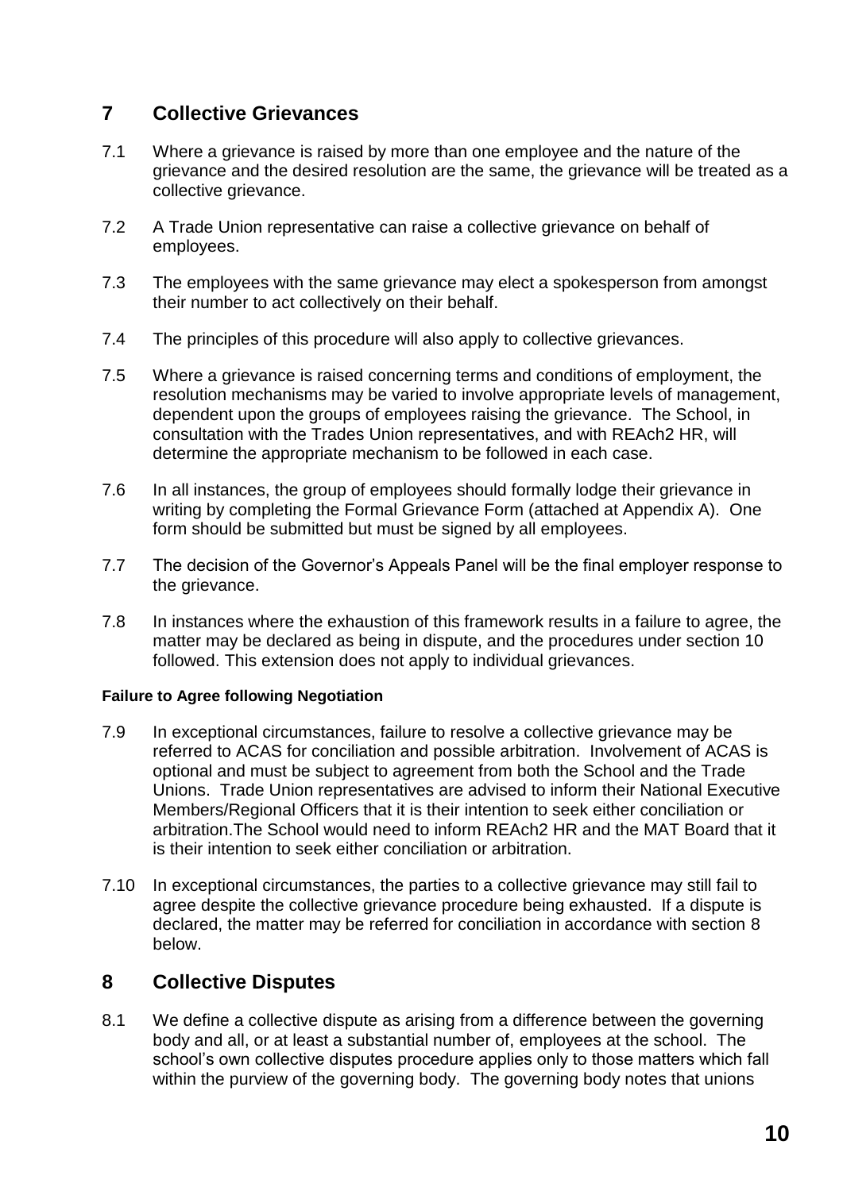## 7 Collective Grievances

7.1 Where a grievance is raised by more than one employee and the nature of the grievance and the desired resolution are the same, the grievance will be treated as a collective grievance.

7.2 A Trade Union representative can raise a collective grievance on behalf of employees.

7.3 The employees with the same grievance may elect a spokesperson from amongst their number to act collectively on their behalf.

7.4 The principles of this procedure will also apply to collective grievances.

7.5 Where a grievance is raised concerning terms and conditions of employment, the resolution mechanisms may be varied to involve appropriate levels of management, dependent upon the groups of employees raising the grievance. The School, in consultation with the Trades Union representatives, and with REAch2 HR, will determine the appropriate mechanism to be followed in each case.

7.6 In all instances, the group of employees should formally lodge their grievance in writing by completing the Formal Grievance Form (attached at Appendix A). One form should be submitted but must be signed by all employees.

7.7 The decision of the Governor's Appeals Panel will be the final employer response to the grievance.

7.8 In instances where the exhaustion of this framework results in a failure to agree, the matter may be declared as being in dispute, and the procedures under section 10 followed. This extension does not apply to individual grievances.

**Failure to Agree following Negotiation**

7.9 In exceptional circumstances, failure to resolve a collective grievance may be referred to ACAS for conciliation and possible arbitration. Involvement of ACAS is optional and must be subject to agreement from both the School and the Trade Unions. Trade Union representatives are advised to inform their National Executive Members/Regional Officers that it is their intention to seek either conciliation or arbitration.The School would need to inform REAch2 HR and the MAT Board that it is their intention to seek either conciliation or arbitration.

7.10 In exceptional circumstances, the parties to a collective grievance may still fail to agree despite the collective grievance procedure being exhausted. If a dispute is declared, the matter may be referred for conciliation in accordance with section 8 below.

## 8 Collective Disputes

8.1 We define a collective dispute as arising from a difference between the governing body and all, or at least a substantial number of, employees at the school. The school's own collective disputes procedure applies only to those matters which fall within the purview of the governing body. The governing body notes that unions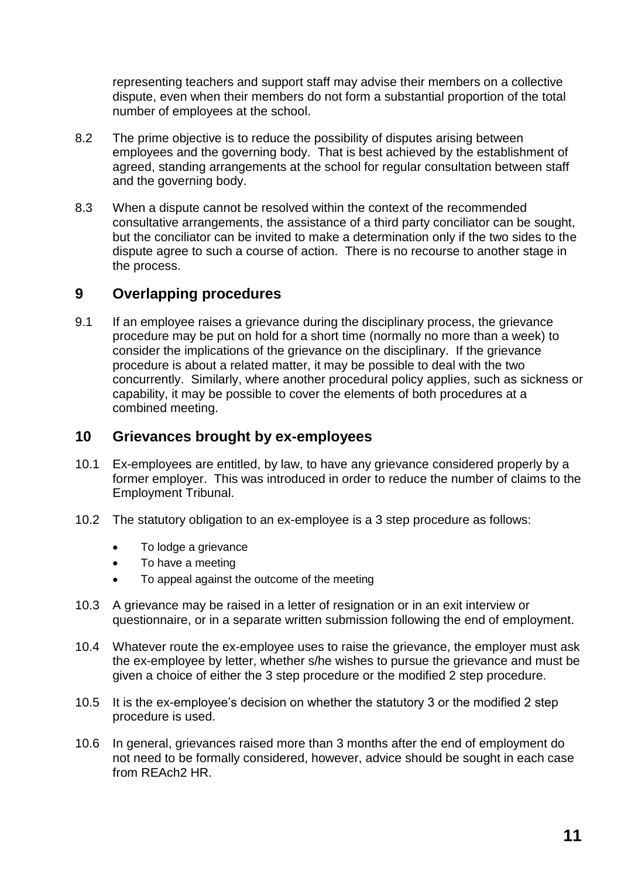representing teachers and support staff may advise their members on a collective dispute, even when their members do not form a substantial proportion of the total number of employees at the school.

8.2 The prime objective is to reduce the possibility of disputes arising between employees and the governing body. That is best achieved by the establishment of agreed, standing arrangements at the school for regular consultation between staff and the governing body.

8.3 When a dispute cannot be resolved within the context of the recommended consultative arrangements, the assistance of a third party conciliator can be sought, but the conciliator can be invited to make a determination only if the two sides to the dispute agree to such a course of action. There is no recourse to another stage in the process.

## 9 Overlapping procedures

9.1 If an employee raises a grievance during the disciplinary process, the grievance procedure may be put on hold for a short time (normally no more than a week) to consider the implications of the grievance on the disciplinary. If the grievance procedure is about a related matter, it may be possible to deal with the two concurrently. Similarly, where another procedural policy applies, such as sickness or capability, it may be possible to cover the elements of both procedures at a combined meeting.

## 10 Grievances brought by ex-employees

10.1 Ex-employees are entitled, by law, to have any grievance considered properly by a former employer. This was introduced in order to reduce the number of claims to the Employment Tribunal.

10.2 The statutory obligation to an ex-employee is a 3 step procedure as follows:

- To lodge a grievance
- To have a meeting
- To appeal against the outcome of the meeting

10.3 A grievance may be raised in a letter of resignation or in an exit interview or questionnaire, or in a separate written submission following the end of employment.

10.4 Whatever route the ex-employee uses to raise the grievance, the employer must ask the ex-employee by letter, whether s/he wishes to pursue the grievance and must be given a choice of either the 3 step procedure or the modified 2 step procedure.

10.5 It is the ex-employee's decision on whether the statutory 3 or the modified 2 step procedure is used.

10.6 In general, grievances raised more than 3 months after the end of employment do not need to be formally considered, however, advice should be sought in each case from REAch2 HR.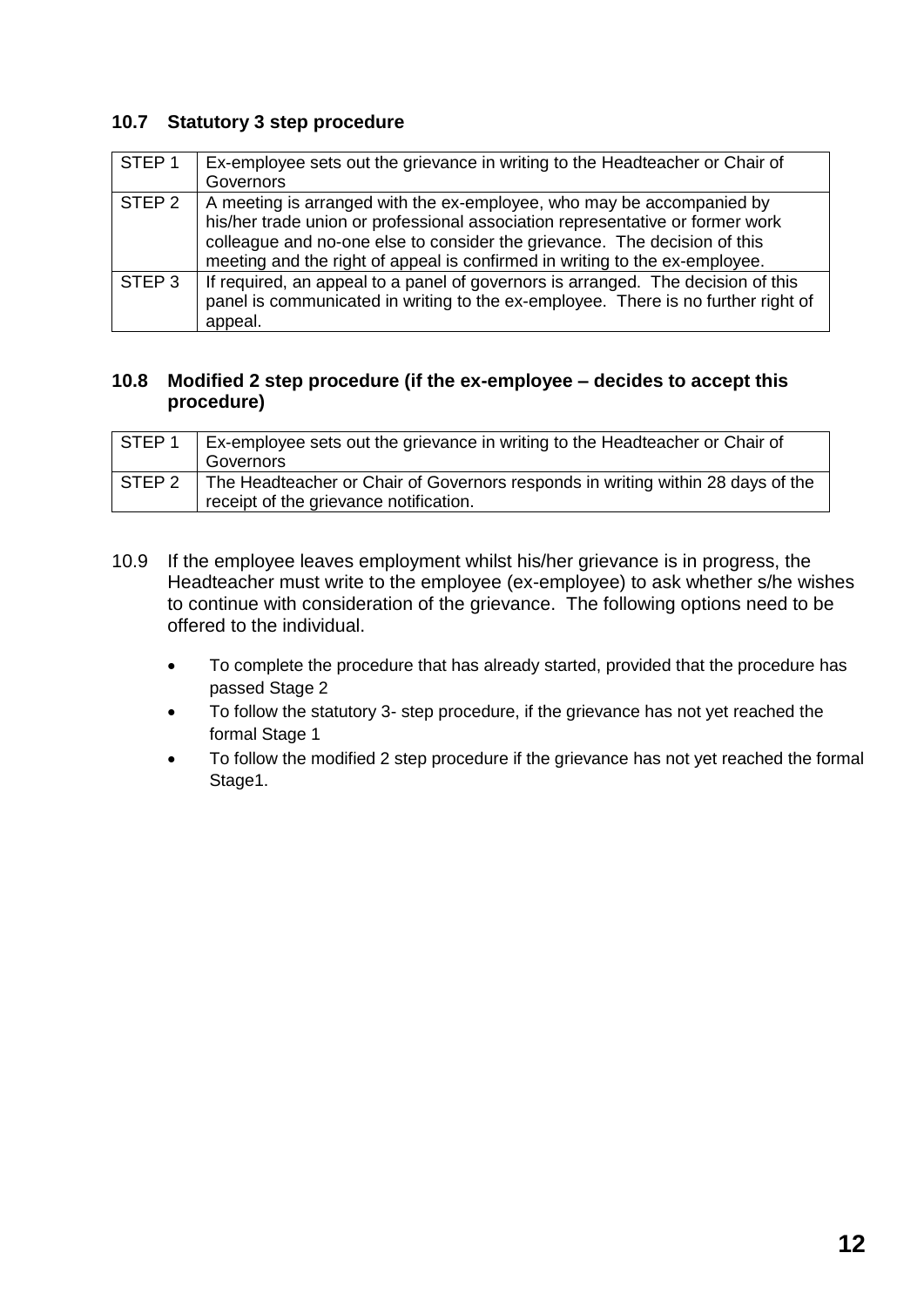### 10.7 Statutory 3 step procedure

| | |
|---|---|
| STEP 1 | Ex-employee sets out the grievance in writing to the Headteacher or Chair of Governors |
| STEP 2 | A meeting is arranged with the ex-employee, who may be accompanied by his/her trade union or professional association representative or former work colleague and no-one else to consider the grievance. The decision of this meeting and the right of appeal is confirmed in writing to the ex-employee. |
| STEP 3 | If required, an appeal to a panel of governors is arranged. The decision of this panel is communicated in writing to the ex-employee. There is no further right of appeal. |

### 10.8 Modified 2 step procedure (if the ex-employee – decides to accept this procedure)

| | |
|---|---|
| STEP 1 | Ex-employee sets out the grievance in writing to the Headteacher or Chair of Governors |
| STEP 2 | The Headteacher or Chair of Governors responds in writing within 28 days of the receipt of the grievance notification. |

10.9 If the employee leaves employment whilst his/her grievance is in progress, the Headteacher must write to the employee (ex-employee) to ask whether s/he wishes to continue with consideration of the grievance. The following options need to be offered to the individual.

- To complete the procedure that has already started, provided that the procedure has passed Stage 2
- To follow the statutory 3- step procedure, if the grievance has not yet reached the formal Stage 1
- To follow the modified 2 step procedure if the grievance has not yet reached the formal Stage1.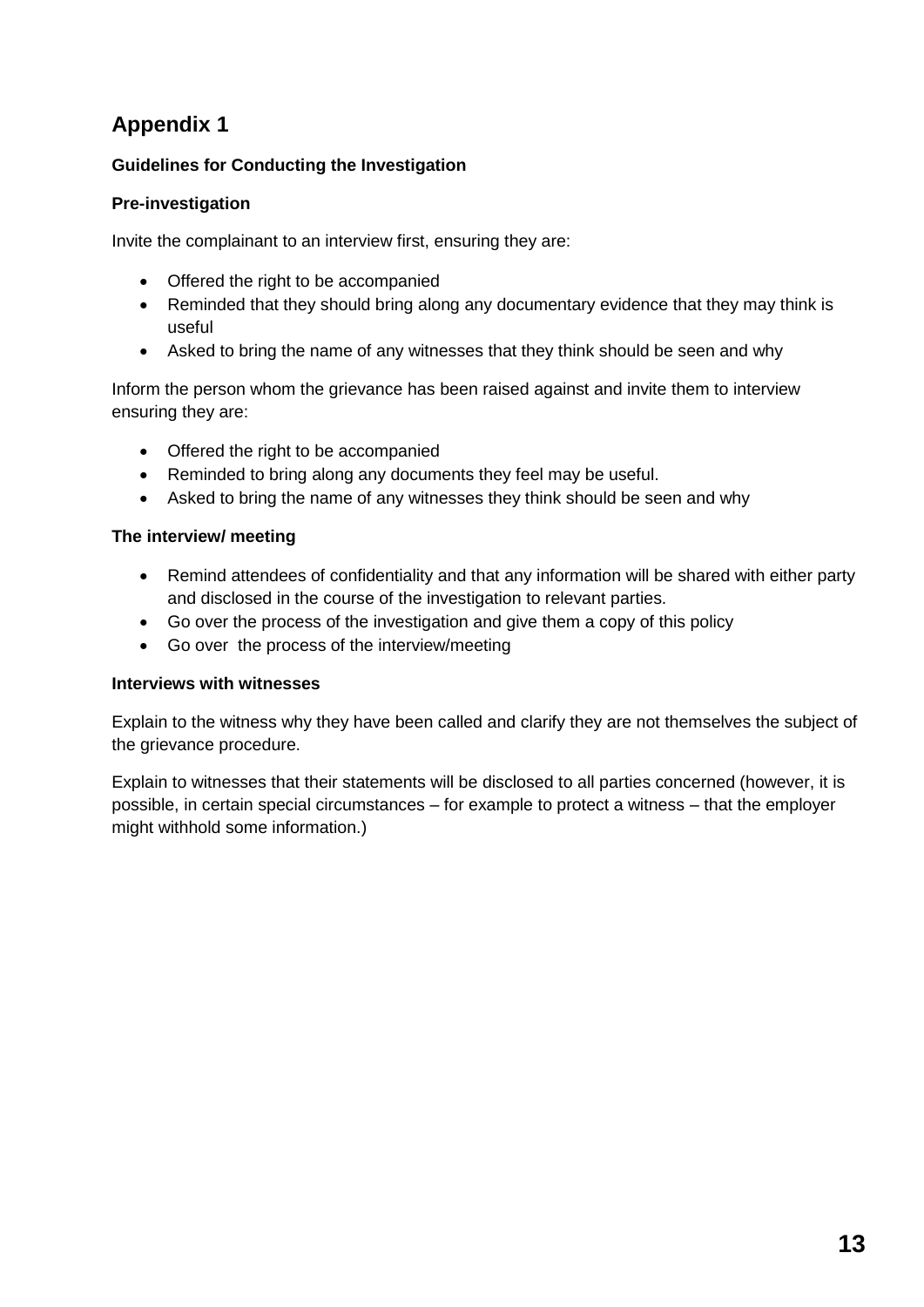## Appendix 1

**Guidelines for Conducting the Investigation**

**Pre-investigation**

Invite the complainant to an interview first, ensuring they are:

- Offered the right to be accompanied
- Reminded that they should bring along any documentary evidence that they may think is useful
- Asked to bring the name of any witnesses that they think should be seen and why

Inform the person whom the grievance has been raised against and invite them to interview ensuring they are:

- Offered the right to be accompanied
- Reminded to bring along any documents they feel may be useful.
- Asked to bring the name of any witnesses they think should be seen and why

**The interview/ meeting**

- Remind attendees of confidentiality and that any information will be shared with either party and disclosed in the course of the investigation to relevant parties.
- Go over the process of the investigation and give them a copy of this policy
- Go over the process of the interview/meeting

**Interviews with witnesses**

Explain to the witness why they have been called and clarify they are not themselves the subject of the grievance procedure.

Explain to witnesses that their statements will be disclosed to all parties concerned (however, it is possible, in certain special circumstances – for example to protect a witness – that the employer might withhold some information.)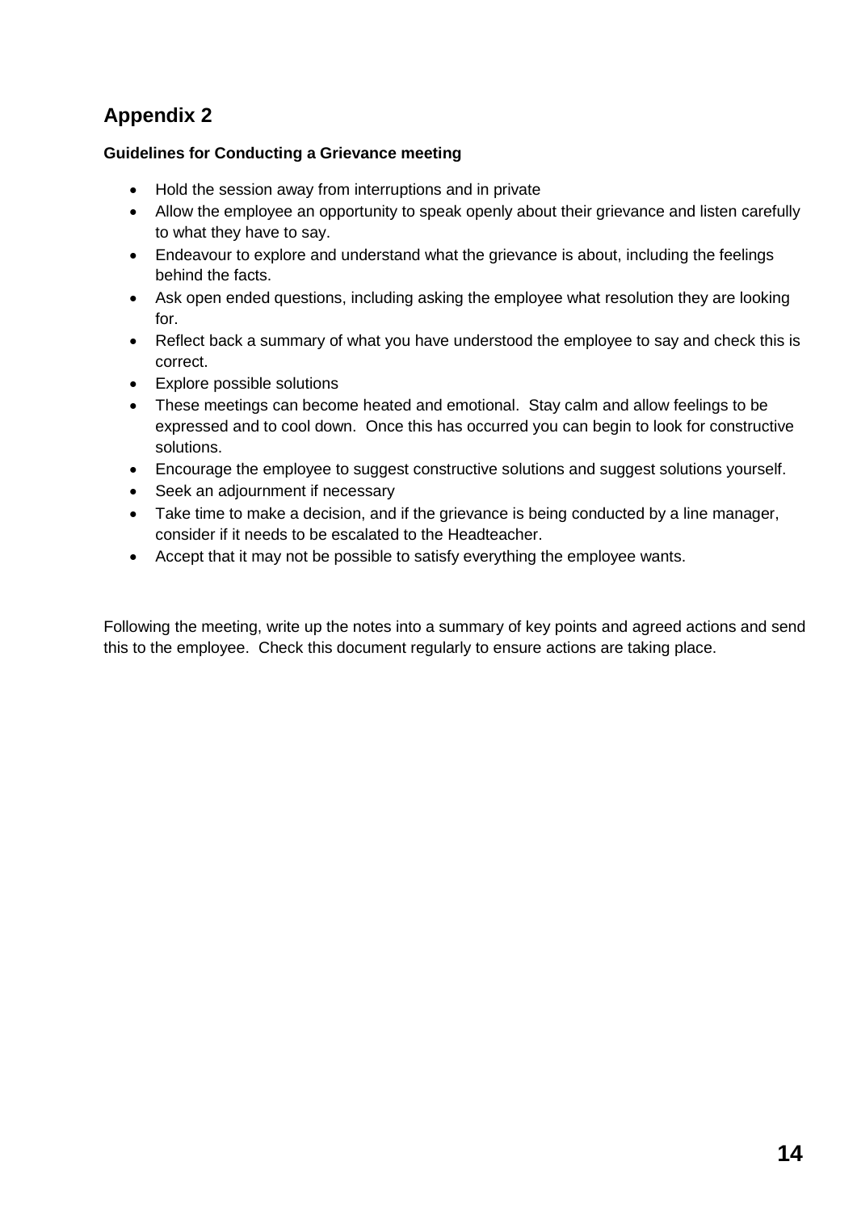## Appendix 2

**Guidelines for Conducting a Grievance meeting**

- Hold the session away from interruptions and in private
- Allow the employee an opportunity to speak openly about their grievance and listen carefully to what they have to say.
- Endeavour to explore and understand what the grievance is about, including the feelings behind the facts.
- Ask open ended questions, including asking the employee what resolution they are looking for.
- Reflect back a summary of what you have understood the employee to say and check this is correct.
- Explore possible solutions
- These meetings can become heated and emotional. Stay calm and allow feelings to be expressed and to cool down. Once this has occurred you can begin to look for constructive solutions.
- Encourage the employee to suggest constructive solutions and suggest solutions yourself.
- Seek an adjournment if necessary
- Take time to make a decision, and if the grievance is being conducted by a line manager, consider if it needs to be escalated to the Headteacher.
- Accept that it may not be possible to satisfy everything the employee wants.

Following the meeting, write up the notes into a summary of key points and agreed actions and send this to the employee. Check this document regularly to ensure actions are taking place.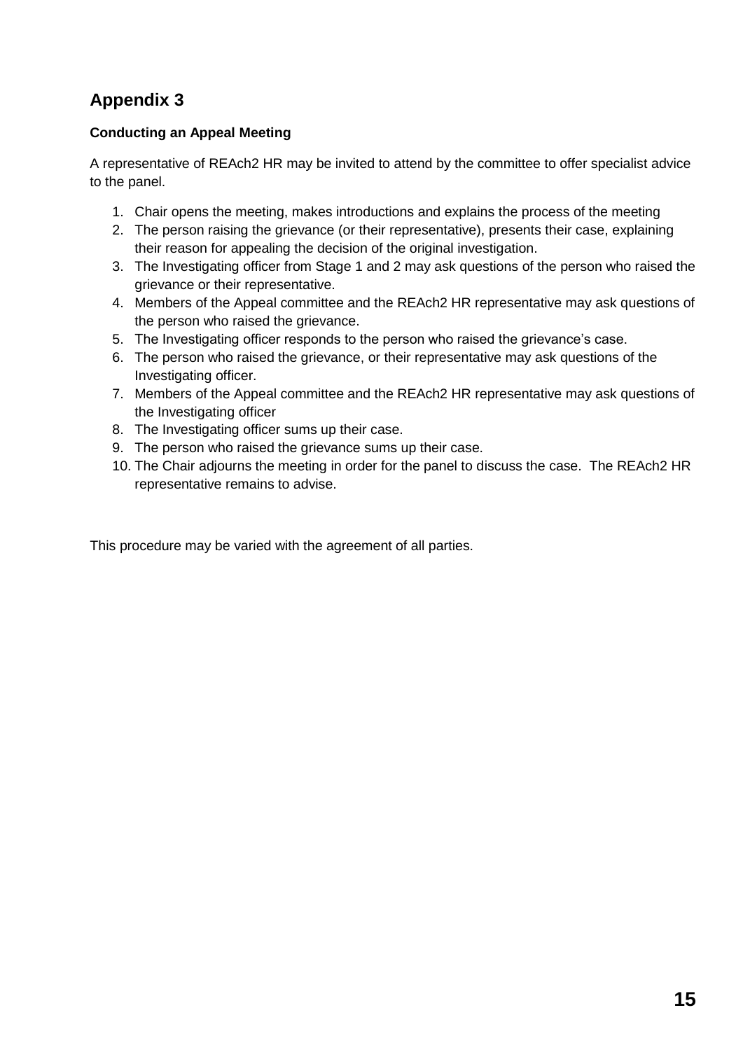## Appendix 3

**Conducting an Appeal Meeting**

A representative of REAch2 HR may be invited to attend by the committee to offer specialist advice to the panel.

1. Chair opens the meeting, makes introductions and explains the process of the meeting
2. The person raising the grievance (or their representative), presents their case, explaining their reason for appealing the decision of the original investigation.
3. The Investigating officer from Stage 1 and 2 may ask questions of the person who raised the grievance or their representative.
4. Members of the Appeal committee and the REAch2 HR representative may ask questions of the person who raised the grievance.
5. The Investigating officer responds to the person who raised the grievance's case.
6. The person who raised the grievance, or their representative may ask questions of the Investigating officer.
7. Members of the Appeal committee and the REAch2 HR representative may ask questions of the Investigating officer
8. The Investigating officer sums up their case.
9. The person who raised the grievance sums up their case.
10. The Chair adjourns the meeting in order for the panel to discuss the case. The REAch2 HR representative remains to advise.

This procedure may be varied with the agreement of all parties.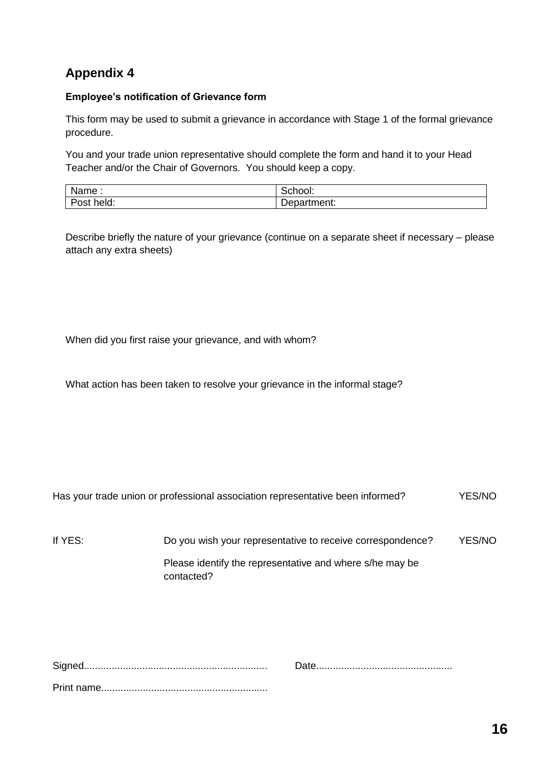## Appendix 4

**Employee's notification of Grievance form**

This form may be used to submit a grievance in accordance with Stage 1 of the formal grievance procedure.

You and your trade union representative should complete the form and hand it to your Head Teacher and/or the Chair of Governors. You should keep a copy.

| Name : | School: |
|---|---|
| Post held: | Department: |

Describe briefly the nature of your grievance (continue on a separate sheet if necessary – please attach any extra sheets)

When did you first raise your grievance, and with whom?

What action has been taken to resolve your grievance in the informal stage?

Has your trade union or professional association representative been informed? YES/NO

If YES: Do you wish your representative to receive correspondence? YES/NO

Please identify the representative and where s/he may be contacted?

Signed................................................................ Date................................................

Print name..........................................................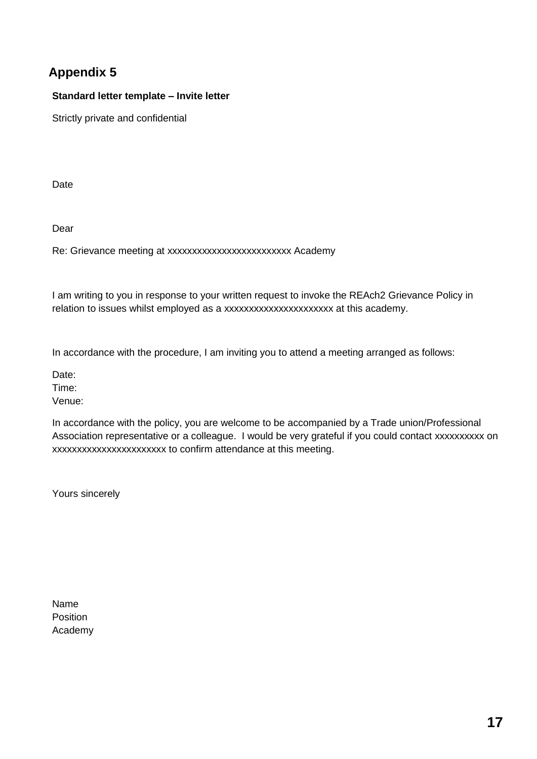# Appendix 5

**Standard letter template – Invite letter**

Strictly private and confidential

Date

Dear

Re: Grievance meeting at xxxxxxxxxxxxxxxxxxxxxxxxx Academy

I am writing to you in response to your written request to invoke the REAch2 Grievance Policy in relation to issues whilst employed as a xxxxxxxxxxxxxxxxxxxxxx at this academy.

In accordance with the procedure, I am inviting you to attend a meeting arranged as follows:

Date:  
Time:  
Venue:

In accordance with the policy, you are welcome to be accompanied by a Trade union/Professional Association representative or a colleague. I would be very grateful if you could contact xxxxxxxxxx on xxxxxxxxxxxxxxxxxxxxxxx to confirm attendance at this meeting.

Yours sincerely

Name  
Position  
Academy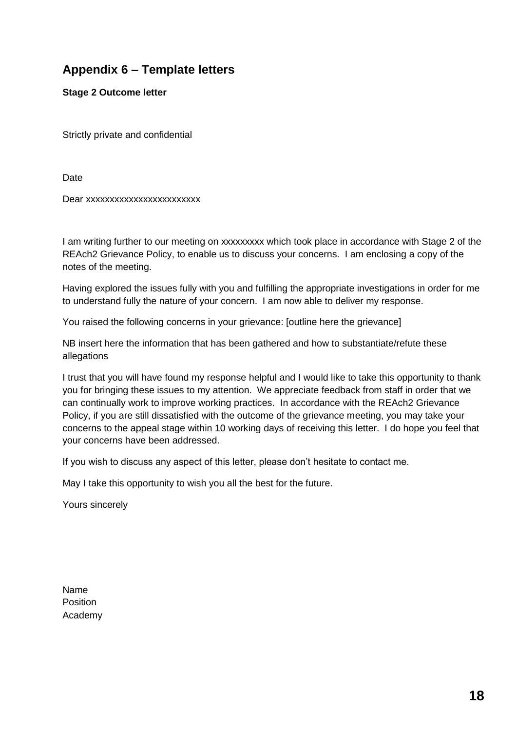## Appendix 6 – Template letters

**Stage 2 Outcome letter**

Strictly private and confidential

Date

Dear xxxxxxxxxxxxxxxxxxxxxxxx

I am writing further to our meeting on xxxxxxxxx which took place in accordance with Stage 2 of the REAch2 Grievance Policy, to enable us to discuss your concerns. I am enclosing a copy of the notes of the meeting.

Having explored the issues fully with you and fulfilling the appropriate investigations in order for me to understand fully the nature of your concern. I am now able to deliver my response.

You raised the following concerns in your grievance: [outline here the grievance]

NB insert here the information that has been gathered and how to substantiate/refute these allegations

I trust that you will have found my response helpful and I would like to take this opportunity to thank you for bringing these issues to my attention. We appreciate feedback from staff in order that we can continually work to improve working practices. In accordance with the REAch2 Grievance Policy, if you are still dissatisfied with the outcome of the grievance meeting, you may take your concerns to the appeal stage within 10 working days of receiving this letter. I do hope you feel that your concerns have been addressed.

If you wish to discuss any aspect of this letter, please don't hesitate to contact me.

May I take this opportunity to wish you all the best for the future.

Yours sincerely

Name
Position
Academy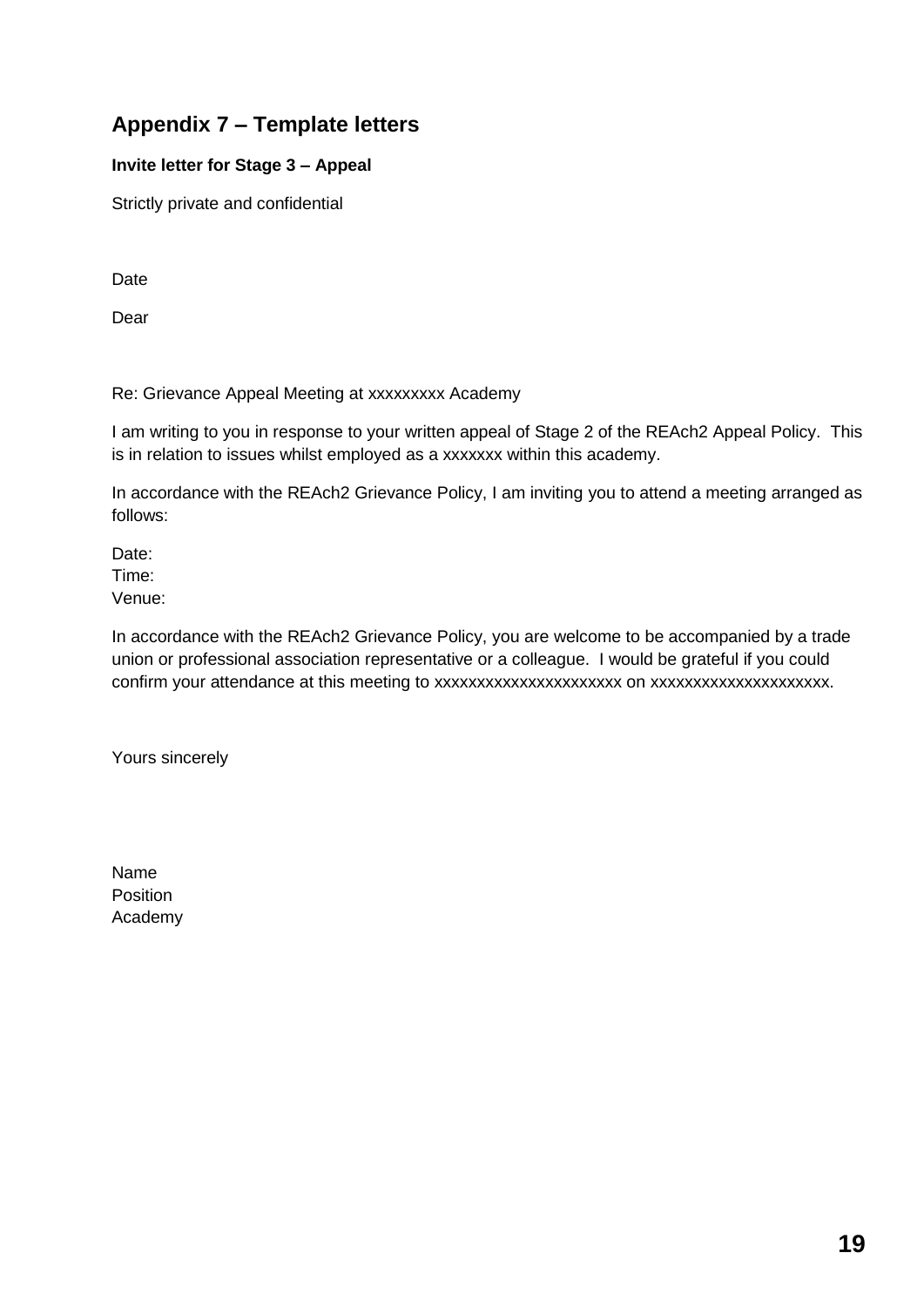## Appendix 7 – Template letters

**Invite letter for Stage 3 – Appeal**

Strictly private and confidential

Date

Dear

Re: Grievance Appeal Meeting at xxxxxxxxx Academy

I am writing to you in response to your written appeal of Stage 2 of the REAch2 Appeal Policy. This is in relation to issues whilst employed as a xxxxxxx within this academy.

In accordance with the REAch2 Grievance Policy, I am inviting you to attend a meeting arranged as follows:

Date:
Time:
Venue:

In accordance with the REAch2 Grievance Policy, you are welcome to be accompanied by a trade union or professional association representative or a colleague. I would be grateful if you could confirm your attendance at this meeting to xxxxxxxxxxxxxxxxxxxxxx on xxxxxxxxxxxxxxxxxxxxx.

Yours sincerely

Name
Position
Academy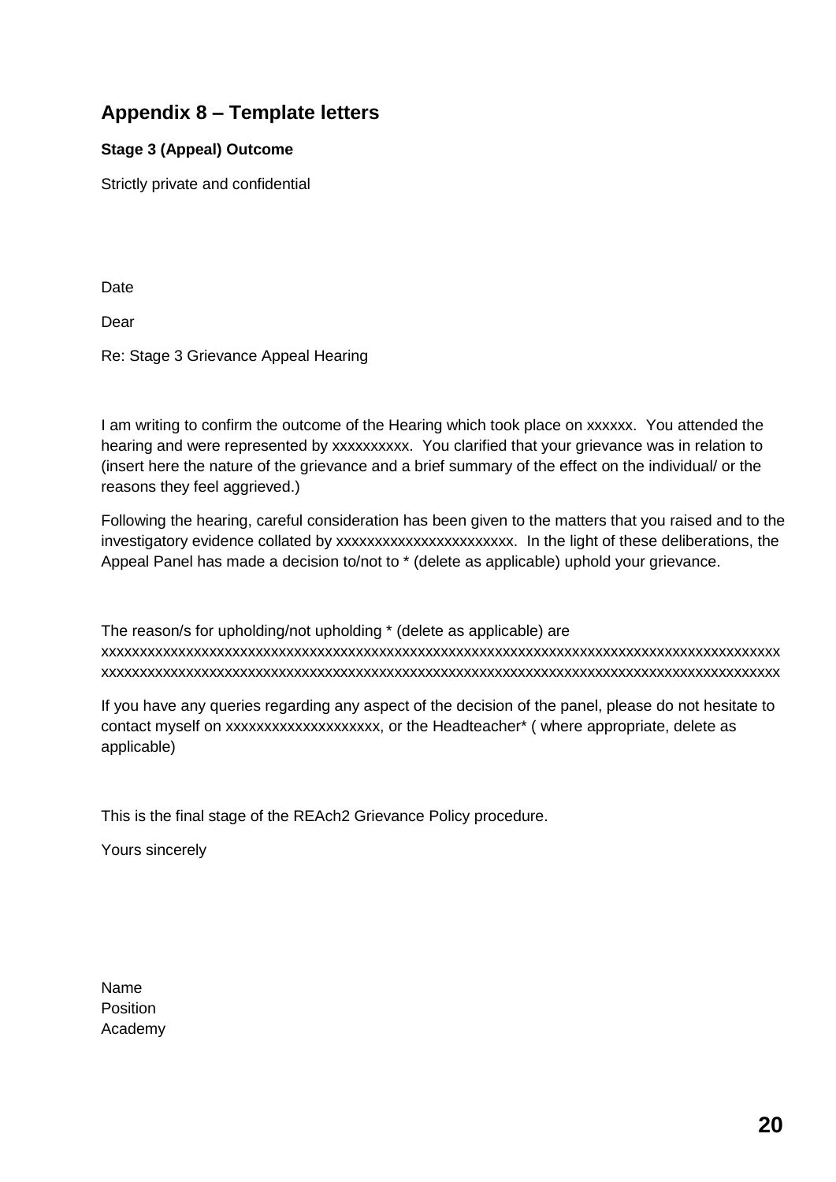## Appendix 8 – Template letters

**Stage 3 (Appeal) Outcome**

Strictly private and confidential

Date

Dear

Re: Stage 3 Grievance Appeal Hearing

I am writing to confirm the outcome of the Hearing which took place on xxxxxx. You attended the hearing and were represented by xxxxxxxxxx. You clarified that your grievance was in relation to (insert here the nature of the grievance and a brief summary of the effect on the individual/ or the reasons they feel aggrieved.)

Following the hearing, careful consideration has been given to the matters that you raised and to the investigatory evidence collated by xxxxxxxxxxxxxxxxxxxxxxx. In the light of these deliberations, the Appeal Panel has made a decision to/not to * (delete as applicable) uphold your grievance.

The reason/s for upholding/not upholding * (delete as applicable) are xxxxxxxxxxxxxxxxxxxxxxxxxxxxxxxxxxxxxxxxxxxxxxxxxxxxxxxxxxxxxxxxxxxxxxxxxxxxxxxxxxxxxxxxxxxxxxxxxxxxxxxxxxxxxxxxxxxxxxxxxxxxxxxxxxxxxxxxxxxxxxxxxxxxxxxxxxxxxxxxxxxxxxxxxxxxxxxxxxxxx

If you have any queries regarding any aspect of the decision of the panel, please do not hesitate to contact myself on xxxxxxxxxxxxxxxxxxxx, or the Headteacher* ( where appropriate, delete as applicable)

This is the final stage of the REAch2 Grievance Policy procedure.

Yours sincerely

Name
Position
Academy